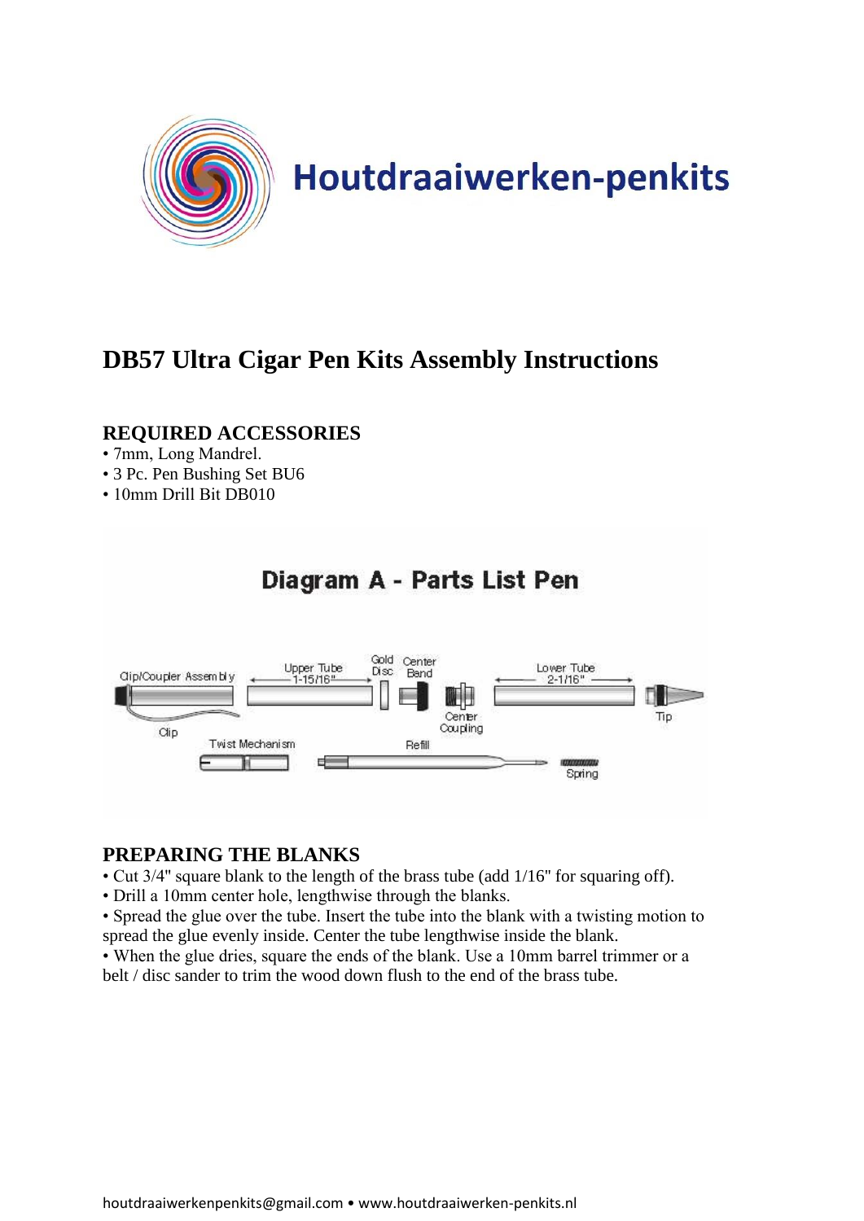Houtdraaiwerken-penkits

# DB57 Ultra Cigar Pen Kits Assembly Instructions

## REQUIRED ACCESSORIES

- 7mm, Long Mandrel.
- 3 Pc. Pen Bushing Set BU6
- 10mm Drill Bit DB010

Diagram A - Parts List Pen

Clip/Coupler Assembly, Clip, Upper Tube 1-15/16", Gold Disc, Center Band, Center Coupling, Lower Tube 2-1/16", Tip, Twist Mechanism, Refill, Spring

## PREPARING THE BLANKS

- Cut 3/4" square blank to the length of the brass tube (add 1/16" for squaring off).
- Drill a 10mm center hole, lengthwise through the blanks.
- Spread the glue over the tube. Insert the tube into the blank with a twisting motion to spread the glue evenly inside. Center the tube lengthwise inside the blank.
- When the glue dries, square the ends of the blank. Use a 10mm barrel trimmer or a belt / disc sander to trim the wood down flush to the end of the brass tube.

houtdraaiwerkenpenkits@gmail.com • www.houtdraaiwerken-penkits.nl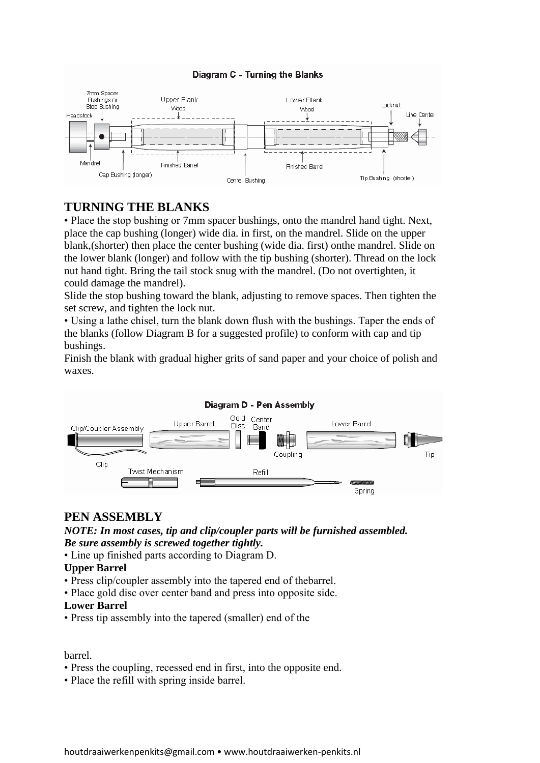**Diagram C - Turning the Blanks**

7mm Spacer Bushings or Stop Bushing · Upper Blank Wood · Lower Blank Wood · Locknut · Live Center · Headstock · Mandrel · Cap Bushing (longer) · Finished Barrel · Center Bushing · Finished Barrel · Tip Bushing (shorter)

## TURNING THE BLANKS

• Place the stop bushing or 7mm spacer bushings, onto the mandrel hand tight. Next, place the cap bushing (longer) wide dia. in first, on the mandrel. Slide on the upper blank,(shorter) then place the center bushing (wide dia. first) onthe mandrel. Slide on the lower blank (longer) and follow with the tip bushing (shorter). Thread on the lock nut hand tight. Bring the tail stock snug with the mandrel. (Do not overtighten, it could damage the mandrel).

Slide the stop bushing toward the blank, adjusting to remove spaces. Then tighten the set screw, and tighten the lock nut.

• Using a lathe chisel, turn the blank down flush with the bushings. Taper the ends of the blanks (follow Diagram B for a suggested profile) to conform with cap and tip bushings.

Finish the blank with gradual higher grits of sand paper and your choice of polish and waxes.

**Diagram D - Pen Assembly**

Clip/Coupler Assembly · Upper Barrel · Gold Disc · Center Band · Coupling · Lower Barrel · Tip · Clip · Twist Mechanism · Refill · Spring

## PEN ASSEMBLY

***NOTE: In most cases, tip and clip/coupler parts will be furnished assembled. Be sure assembly is screwed together tightly.***

• Line up finished parts according to Diagram D.

**Upper Barrel**

• Press clip/coupler assembly into the tapered end of thebarrel.

• Place gold disc over center band and press into opposite side.

**Lower Barrel**

• Press tip assembly into the tapered (smaller) end of the barrel.

• Press the coupling, recessed end in first, into the opposite end.

• Place the refill with spring inside barrel.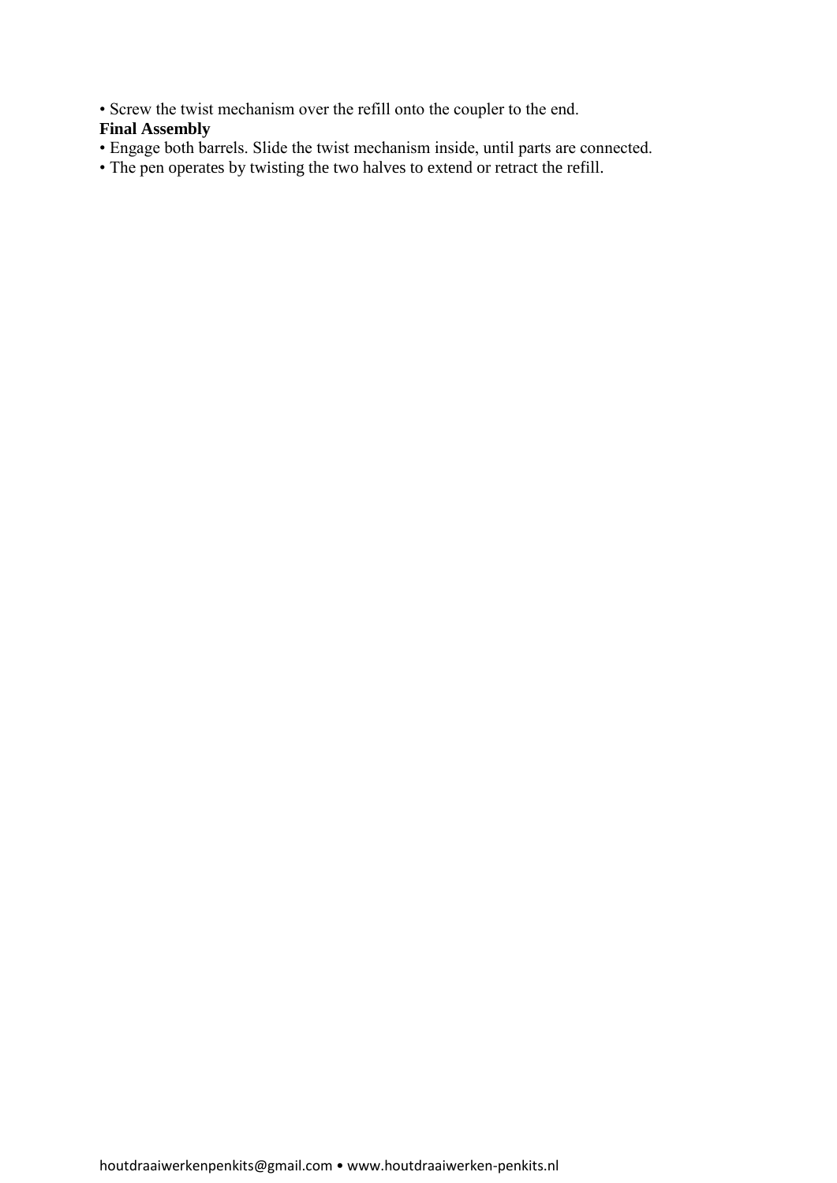- Screw the twist mechanism over the refill onto the coupler to the end.

**Final Assembly**

- Engage both barrels. Slide the twist mechanism inside, until parts are connected.
- The pen operates by twisting the two halves to extend or retract the refill.